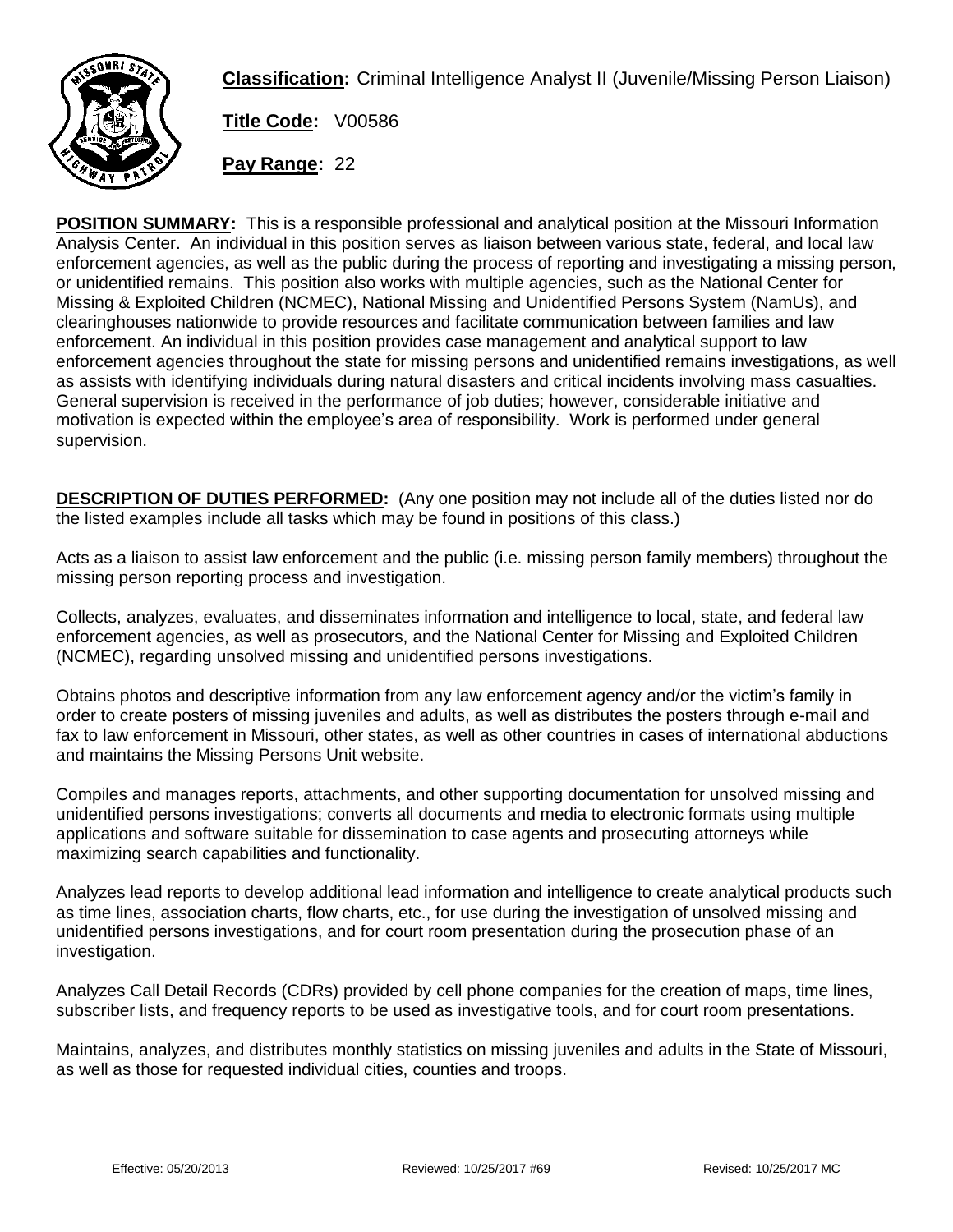**Classification:** Criminal Intelligence Analyst II (Juvenile/Missing Person Liaison)

**Title Code:** V00586

**Pay Range:** 22

**POSITION SUMMARY:** This is a responsible professional and analytical position at the Missouri Information Analysis Center. An individual in this position serves as liaison between various state, federal, and local law enforcement agencies, as well as the public during the process of reporting and investigating a missing person, or unidentified remains. This position also works with multiple agencies, such as the National Center for Missing & Exploited Children (NCMEC), National Missing and Unidentified Persons System (NamUs), and clearinghouses nationwide to provide resources and facilitate communication between families and law enforcement. An individual in this position provides case management and analytical support to law enforcement agencies throughout the state for missing persons and unidentified remains investigations, as well as assists with identifying individuals during natural disasters and critical incidents involving mass casualties. General supervision is received in the performance of job duties; however, considerable initiative and motivation is expected within the employee's area of responsibility. Work is performed under general supervision.

**DESCRIPTION OF DUTIES PERFORMED:** (Any one position may not include all of the duties listed nor do the listed examples include all tasks which may be found in positions of this class.)

Acts as a liaison to assist law enforcement and the public (i.e. missing person family members) throughout the missing person reporting process and investigation.

Collects, analyzes, evaluates, and disseminates information and intelligence to local, state, and federal law enforcement agencies, as well as prosecutors, and the National Center for Missing and Exploited Children (NCMEC), regarding unsolved missing and unidentified persons investigations.

Obtains photos and descriptive information from any law enforcement agency and/or the victim's family in order to create posters of missing juveniles and adults, as well as distributes the posters through e-mail and fax to law enforcement in Missouri, other states, as well as other countries in cases of international abductions and maintains the Missing Persons Unit website.

Compiles and manages reports, attachments, and other supporting documentation for unsolved missing and unidentified persons investigations; converts all documents and media to electronic formats using multiple applications and software suitable for dissemination to case agents and prosecuting attorneys while maximizing search capabilities and functionality.

Analyzes lead reports to develop additional lead information and intelligence to create analytical products such as time lines, association charts, flow charts, etc., for use during the investigation of unsolved missing and unidentified persons investigations, and for court room presentation during the prosecution phase of an investigation.

Analyzes Call Detail Records (CDRs) provided by cell phone companies for the creation of maps, time lines, subscriber lists, and frequency reports to be used as investigative tools, and for court room presentations.

Maintains, analyzes, and distributes monthly statistics on missing juveniles and adults in the State of Missouri, as well as those for requested individual cities, counties and troops.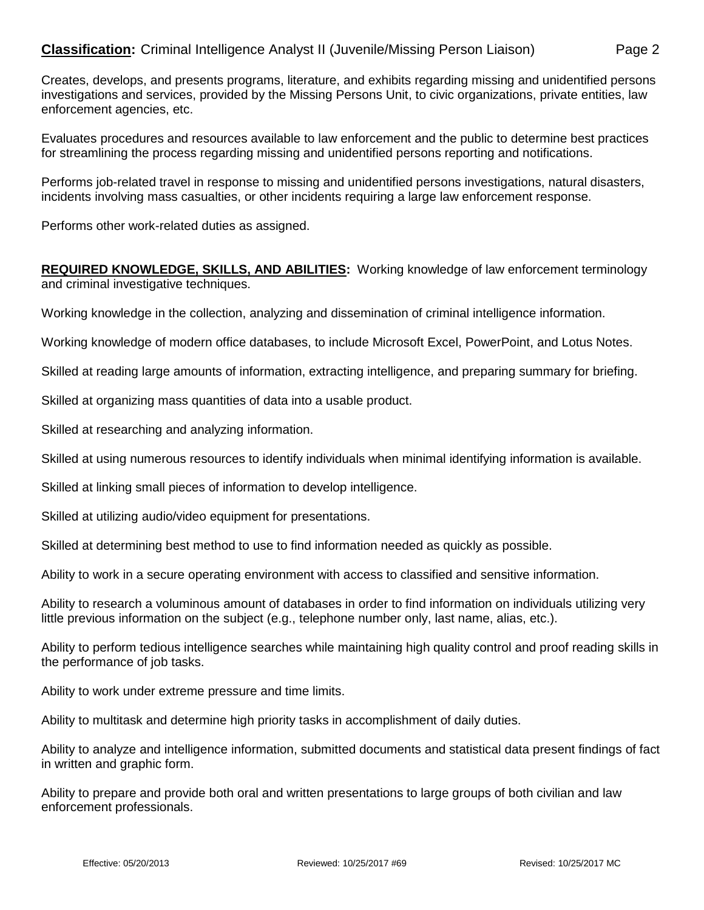Creates, develops, and presents programs, literature, and exhibits regarding missing and unidentified persons investigations and services, provided by the Missing Persons Unit, to civic organizations, private entities, law enforcement agencies, etc.

Evaluates procedures and resources available to law enforcement and the public to determine best practices for streamlining the process regarding missing and unidentified persons reporting and notifications.

Performs job-related travel in response to missing and unidentified persons investigations, natural disasters, incidents involving mass casualties, or other incidents requiring a large law enforcement response.

Performs other work-related duties as assigned.

**REQUIRED KNOWLEDGE, SKILLS, AND ABILITIES:** Working knowledge of law enforcement terminology and criminal investigative techniques.

Working knowledge in the collection, analyzing and dissemination of criminal intelligence information.

Working knowledge of modern office databases, to include Microsoft Excel, PowerPoint, and Lotus Notes.

Skilled at reading large amounts of information, extracting intelligence, and preparing summary for briefing.

Skilled at organizing mass quantities of data into a usable product.

Skilled at researching and analyzing information.

Skilled at using numerous resources to identify individuals when minimal identifying information is available.

Skilled at linking small pieces of information to develop intelligence.

Skilled at utilizing audio/video equipment for presentations.

Skilled at determining best method to use to find information needed as quickly as possible.

Ability to work in a secure operating environment with access to classified and sensitive information.

Ability to research a voluminous amount of databases in order to find information on individuals utilizing very little previous information on the subject (e.g., telephone number only, last name, alias, etc.).

Ability to perform tedious intelligence searches while maintaining high quality control and proof reading skills in the performance of job tasks.

Ability to work under extreme pressure and time limits.

Ability to multitask and determine high priority tasks in accomplishment of daily duties.

Ability to analyze and intelligence information, submitted documents and statistical data present findings of fact in written and graphic form.

Ability to prepare and provide both oral and written presentations to large groups of both civilian and law enforcement professionals.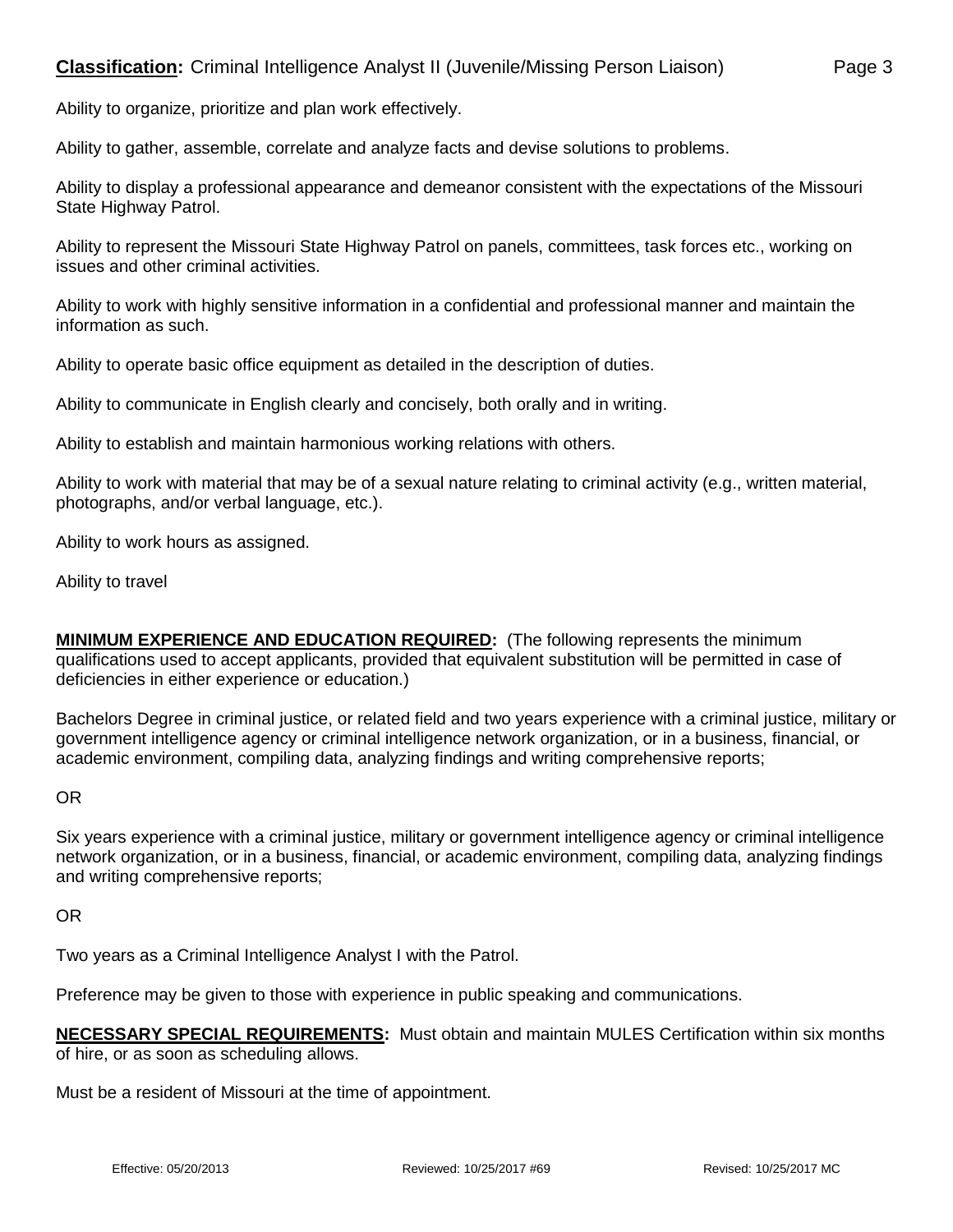Ability to organize, prioritize and plan work effectively.

Ability to gather, assemble, correlate and analyze facts and devise solutions to problems.

Ability to display a professional appearance and demeanor consistent with the expectations of the Missouri State Highway Patrol.

Ability to represent the Missouri State Highway Patrol on panels, committees, task forces etc., working on issues and other criminal activities.

Ability to work with highly sensitive information in a confidential and professional manner and maintain the information as such.

Ability to operate basic office equipment as detailed in the description of duties.

Ability to communicate in English clearly and concisely, both orally and in writing.

Ability to establish and maintain harmonious working relations with others.

Ability to work with material that may be of a sexual nature relating to criminal activity (e.g., written material, photographs, and/or verbal language, etc.).

Ability to work hours as assigned.

Ability to travel

**MINIMUM EXPERIENCE AND EDUCATION REQUIRED:** (The following represents the minimum qualifications used to accept applicants, provided that equivalent substitution will be permitted in case of deficiencies in either experience or education.)

Bachelors Degree in criminal justice, or related field and two years experience with a criminal justice, military or government intelligence agency or criminal intelligence network organization, or in a business, financial, or academic environment, compiling data, analyzing findings and writing comprehensive reports;

OR

Six years experience with a criminal justice, military or government intelligence agency or criminal intelligence network organization, or in a business, financial, or academic environment, compiling data, analyzing findings and writing comprehensive reports;

OR

Two years as a Criminal Intelligence Analyst I with the Patrol.

Preference may be given to those with experience in public speaking and communications.

**NECESSARY SPECIAL REQUIREMENTS:** Must obtain and maintain MULES Certification within six months of hire, or as soon as scheduling allows.

Must be a resident of Missouri at the time of appointment.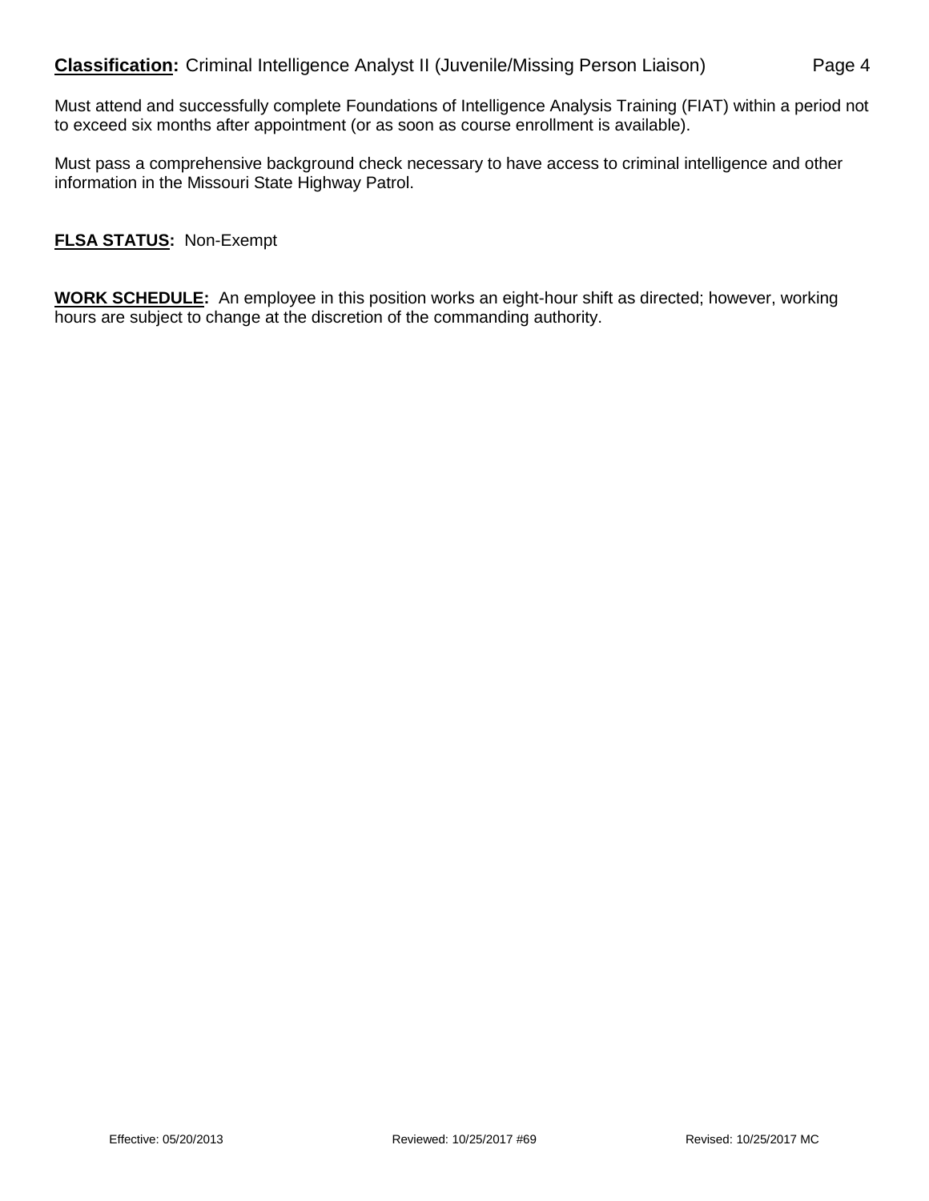Must attend and successfully complete Foundations of Intelligence Analysis Training (FIAT) within a period not to exceed six months after appointment (or as soon as course enrollment is available).

Must pass a comprehensive background check necessary to have access to criminal intelligence and other information in the Missouri State Highway Patrol.

**FLSA STATUS:** Non-Exempt

**WORK SCHEDULE:** An employee in this position works an eight-hour shift as directed; however, working hours are subject to change at the discretion of the commanding authority.